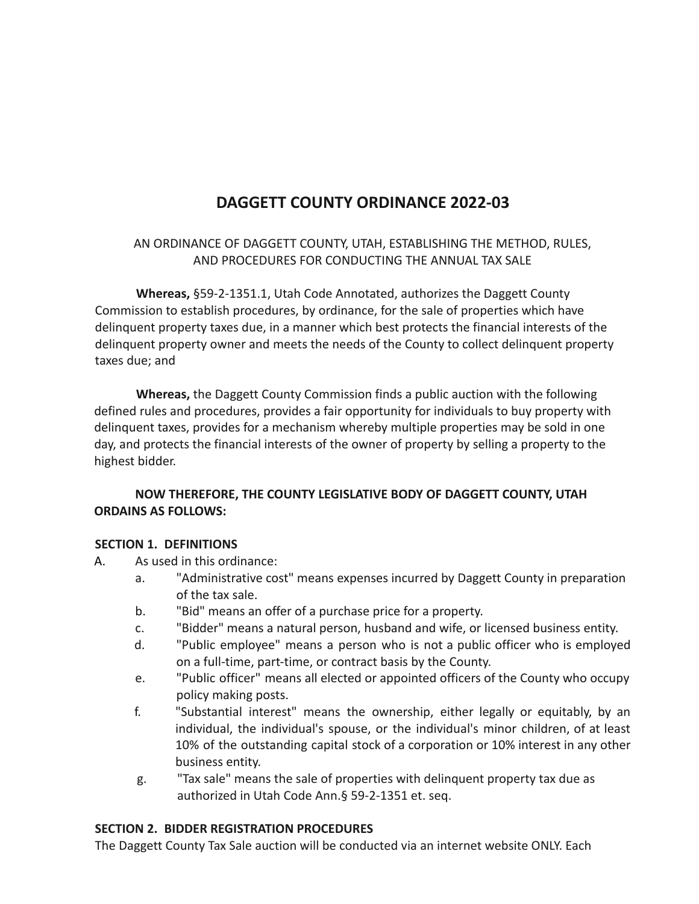# DAGGETT COUNTY ORDINANCE 2022-03

AN ORDINANCE OF DAGGETT COUNTY, UTAH, ESTABLISHING THE METHOD, RULES, AND PROCEDURES FOR CONDUCTING THE ANNUAL TAX SALE

**Whereas,** §59-2-1351.1, Utah Code Annotated, authorizes the Daggett County Commission to establish procedures, by ordinance, for the sale of properties which have delinquent property taxes due, in a manner which best protects the financial interests of the delinquent property owner and meets the needs of the County to collect delinquent property taxes due; and

**Whereas,** the Daggett County Commission finds a public auction with the following defined rules and procedures, provides a fair opportunity for individuals to buy property with delinquent taxes, provides for a mechanism whereby multiple properties may be sold in one day, and protects the financial interests of the owner of property by selling a property to the highest bidder.

**NOW THEREFORE, THE COUNTY LEGISLATIVE BODY OF DAGGETT COUNTY, UTAH ORDAINS AS FOLLOWS:**

**SECTION 1. DEFINITIONS**

A. As used in this ordinance:

   a. "Administrative cost" means expenses incurred by Daggett County in preparation of the tax sale.
   b. "Bid" means an offer of a purchase price for a property.
   c. "Bidder" means a natural person, husband and wife, or licensed business entity.
   d. "Public employee" means a person who is not a public officer who is employed on a full-time, part-time, or contract basis by the County.
   e. "Public officer" means all elected or appointed officers of the County who occupy policy making posts.
   f. "Substantial interest" means the ownership, either legally or equitably, by an individual, the individual's spouse, or the individual's minor children, of at least 10% of the outstanding capital stock of a corporation or 10% interest in any other business entity.
   g. "Tax sale" means the sale of properties with delinquent property tax due as authorized in Utah Code Ann.§ 59-2-1351 et. seq.

**SECTION 2. BIDDER REGISTRATION PROCEDURES**

The Daggett County Tax Sale auction will be conducted via an internet website ONLY. Each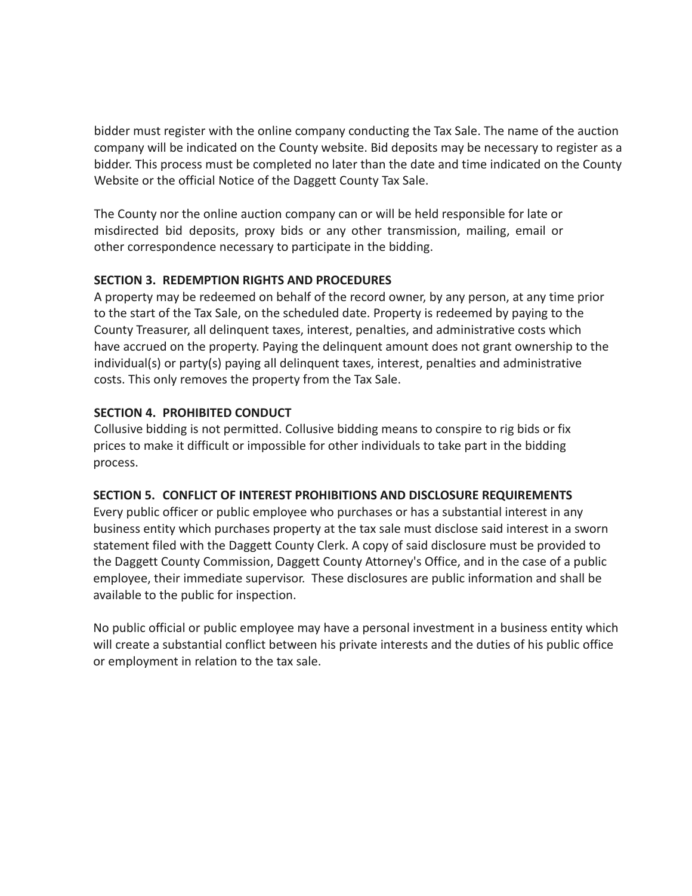bidder must register with the online company conducting the Tax Sale. The name of the auction company will be indicated on the County website. Bid deposits may be necessary to register as a bidder. This process must be completed no later than the date and time indicated on the County Website or the official Notice of the Daggett County Tax Sale.

The County nor the online auction company can or will be held responsible for late or misdirected bid deposits, proxy bids or any other transmission, mailing, email or other correspondence necessary to participate in the bidding.

**SECTION 3. REDEMPTION RIGHTS AND PROCEDURES**

A property may be redeemed on behalf of the record owner, by any person, at any time prior to the start of the Tax Sale, on the scheduled date. Property is redeemed by paying to the County Treasurer, all delinquent taxes, interest, penalties, and administrative costs which have accrued on the property. Paying the delinquent amount does not grant ownership to the individual(s) or party(s) paying all delinquent taxes, interest, penalties and administrative costs. This only removes the property from the Tax Sale.

**SECTION 4. PROHIBITED CONDUCT**

Collusive bidding is not permitted. Collusive bidding means to conspire to rig bids or fix prices to make it difficult or impossible for other individuals to take part in the bidding process.

**SECTION 5. CONFLICT OF INTEREST PROHIBITIONS AND DISCLOSURE REQUIREMENTS**

Every public officer or public employee who purchases or has a substantial interest in any business entity which purchases property at the tax sale must disclose said interest in a sworn statement filed with the Daggett County Clerk. A copy of said disclosure must be provided to the Daggett County Commission, Daggett County Attorney's Office, and in the case of a public employee, their immediate supervisor. These disclosures are public information and shall be available to the public for inspection.

No public official or public employee may have a personal investment in a business entity which will create a substantial conflict between his private interests and the duties of his public office or employment in relation to the tax sale.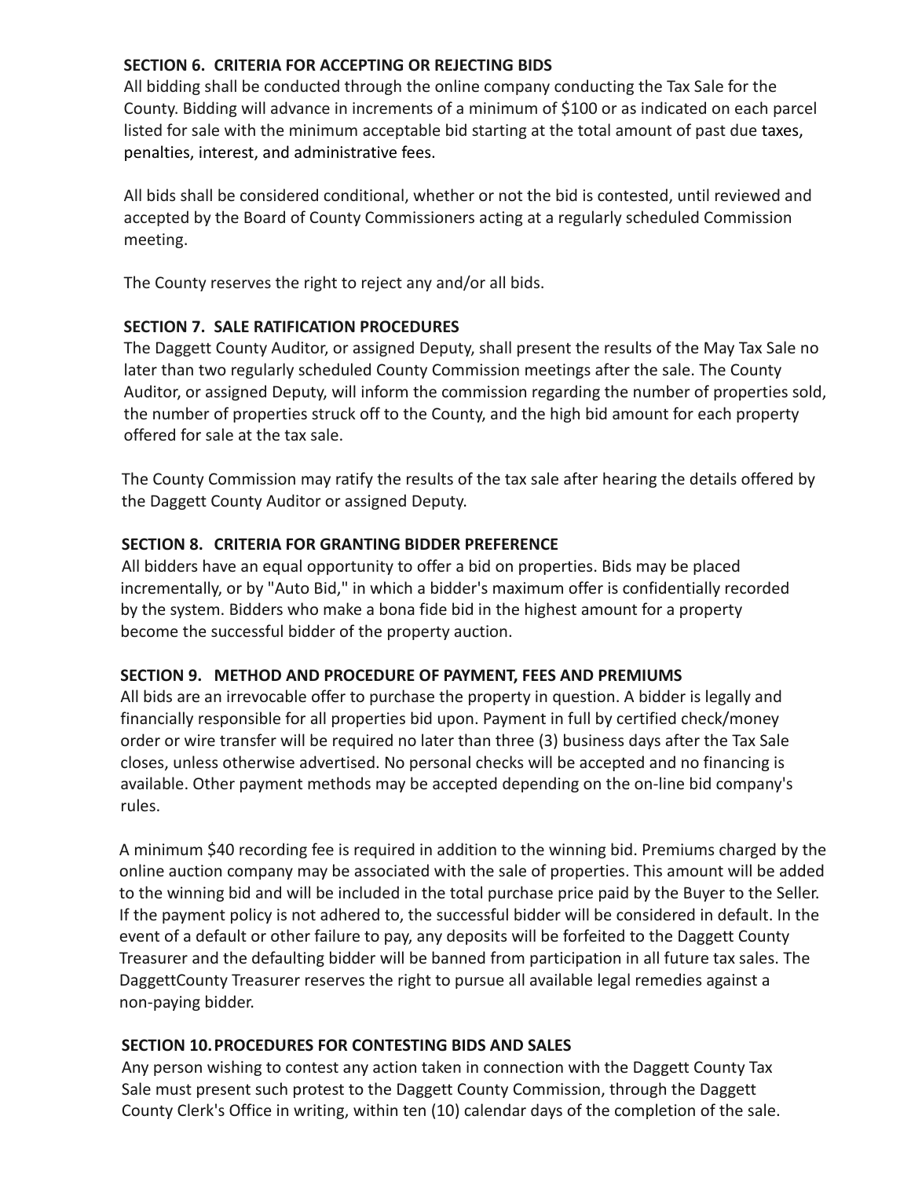## SECTION 6. CRITERIA FOR ACCEPTING OR REJECTING BIDS

All bidding shall be conducted through the online company conducting the Tax Sale for the County. Bidding will advance in increments of a minimum of $100 or as indicated on each parcel listed for sale with the minimum acceptable bid starting at the total amount of past due taxes, penalties, interest, and administrative fees.

All bids shall be considered conditional, whether or not the bid is contested, until reviewed and accepted by the Board of County Commissioners acting at a regularly scheduled Commission meeting.

The County reserves the right to reject any and/or all bids.

## SECTION 7. SALE RATIFICATION PROCEDURES

The Daggett County Auditor, or assigned Deputy, shall present the results of the May Tax Sale no later than two regularly scheduled County Commission meetings after the sale. The County Auditor, or assigned Deputy, will inform the commission regarding the number of properties sold, the number of properties struck off to the County, and the high bid amount for each property offered for sale at the tax sale.

The County Commission may ratify the results of the tax sale after hearing the details offered by the Daggett County Auditor or assigned Deputy.

## SECTION 8. CRITERIA FOR GRANTING BIDDER PREFERENCE

All bidders have an equal opportunity to offer a bid on properties. Bids may be placed incrementally, or by "Auto Bid," in which a bidder's maximum offer is confidentially recorded by the system. Bidders who make a bona fide bid in the highest amount for a property become the successful bidder of the property auction.

## SECTION 9. METHOD AND PROCEDURE OF PAYMENT, FEES AND PREMIUMS

All bids are an irrevocable offer to purchase the property in question. A bidder is legally and financially responsible for all properties bid upon. Payment in full by certified check/money order or wire transfer will be required no later than three (3) business days after the Tax Sale closes, unless otherwise advertised. No personal checks will be accepted and no financing is available. Other payment methods may be accepted depending on the on-line bid company's rules.

A minimum $40 recording fee is required in addition to the winning bid. Premiums charged by the online auction company may be associated with the sale of properties. This amount will be added to the winning bid and will be included in the total purchase price paid by the Buyer to the Seller. If the payment policy is not adhered to, the successful bidder will be considered in default. In the event of a default or other failure to pay, any deposits will be forfeited to the Daggett County Treasurer and the defaulting bidder will be banned from participation in all future tax sales. The DaggettCounty Treasurer reserves the right to pursue all available legal remedies against a non-paying bidder.

## SECTION 10. PROCEDURES FOR CONTESTING BIDS AND SALES

Any person wishing to contest any action taken in connection with the Daggett County Tax Sale must present such protest to the Daggett County Commission, through the Daggett County Clerk's Office in writing, within ten (10) calendar days of the completion of the sale.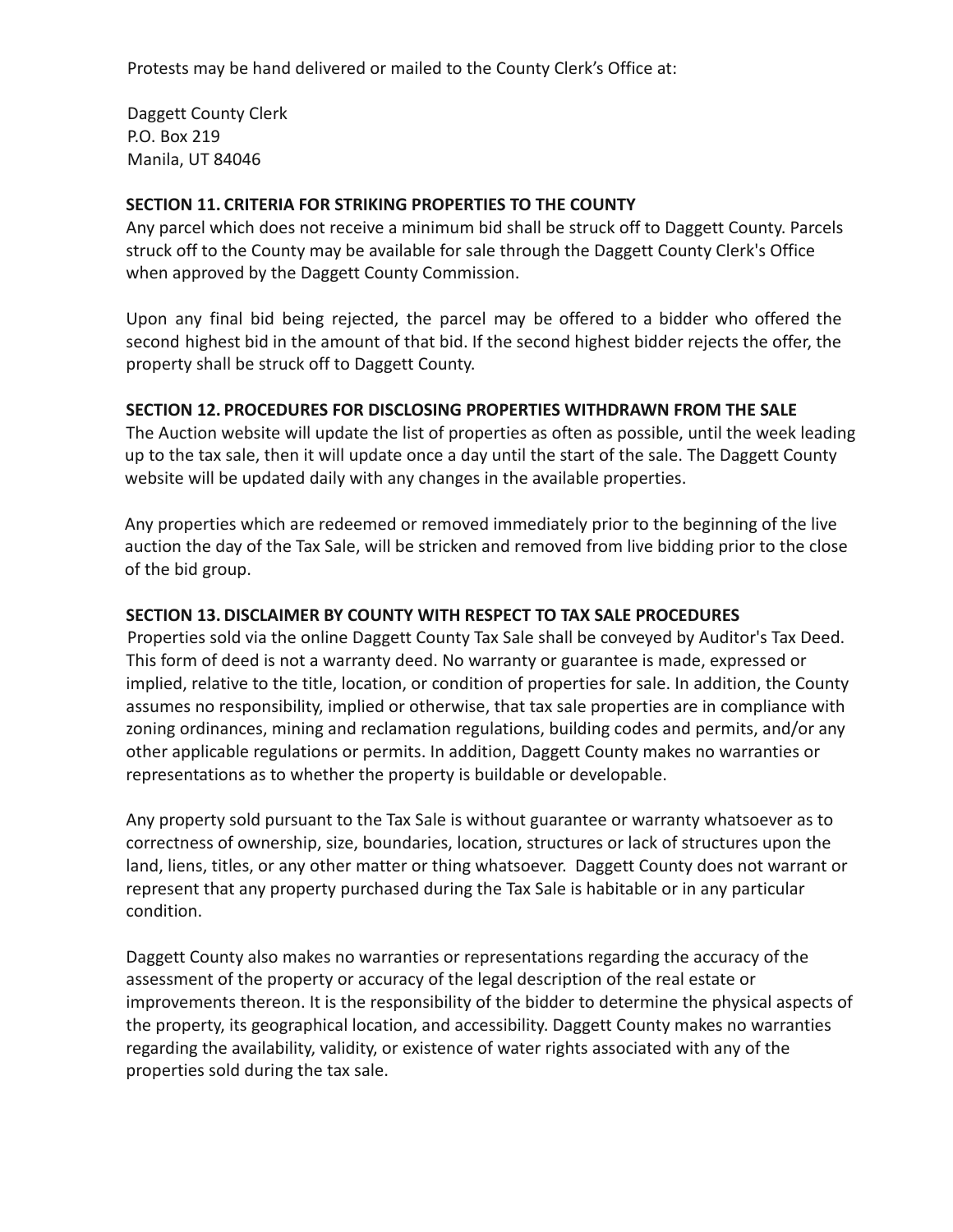Protests may be hand delivered or mailed to the County Clerk's Office at:

Daggett County Clerk
P.O. Box 219
Manila, UT 84046

## SECTION 11. CRITERIA FOR STRIKING PROPERTIES TO THE COUNTY

Any parcel which does not receive a minimum bid shall be struck off to Daggett County. Parcels struck off to the County may be available for sale through the Daggett County Clerk's Office when approved by the Daggett County Commission.

Upon any final bid being rejected, the parcel may be offered to a bidder who offered the second highest bid in the amount of that bid. If the second highest bidder rejects the offer, the property shall be struck off to Daggett County.

## SECTION 12. PROCEDURES FOR DISCLOSING PROPERTIES WITHDRAWN FROM THE SALE

The Auction website will update the list of properties as often as possible, until the week leading up to the tax sale, then it will update once a day until the start of the sale. The Daggett County website will be updated daily with any changes in the available properties.

Any properties which are redeemed or removed immediately prior to the beginning of the live auction the day of the Tax Sale, will be stricken and removed from live bidding prior to the close of the bid group.

## SECTION 13. DISCLAIMER BY COUNTY WITH RESPECT TO TAX SALE PROCEDURES

Properties sold via the online Daggett County Tax Sale shall be conveyed by Auditor's Tax Deed. This form of deed is not a warranty deed. No warranty or guarantee is made, expressed or implied, relative to the title, location, or condition of properties for sale. In addition, the County assumes no responsibility, implied or otherwise, that tax sale properties are in compliance with zoning ordinances, mining and reclamation regulations, building codes and permits, and/or any other applicable regulations or permits. In addition, Daggett County makes no warranties or representations as to whether the property is buildable or developable.

Any property sold pursuant to the Tax Sale is without guarantee or warranty whatsoever as to correctness of ownership, size, boundaries, location, structures or lack of structures upon the land, liens, titles, or any other matter or thing whatsoever. Daggett County does not warrant or represent that any property purchased during the Tax Sale is habitable or in any particular condition.

Daggett County also makes no warranties or representations regarding the accuracy of the assessment of the property or accuracy of the legal description of the real estate or improvements thereon. It is the responsibility of the bidder to determine the physical aspects of the property, its geographical location, and accessibility. Daggett County makes no warranties regarding the availability, validity, or existence of water rights associated with any of the properties sold during the tax sale.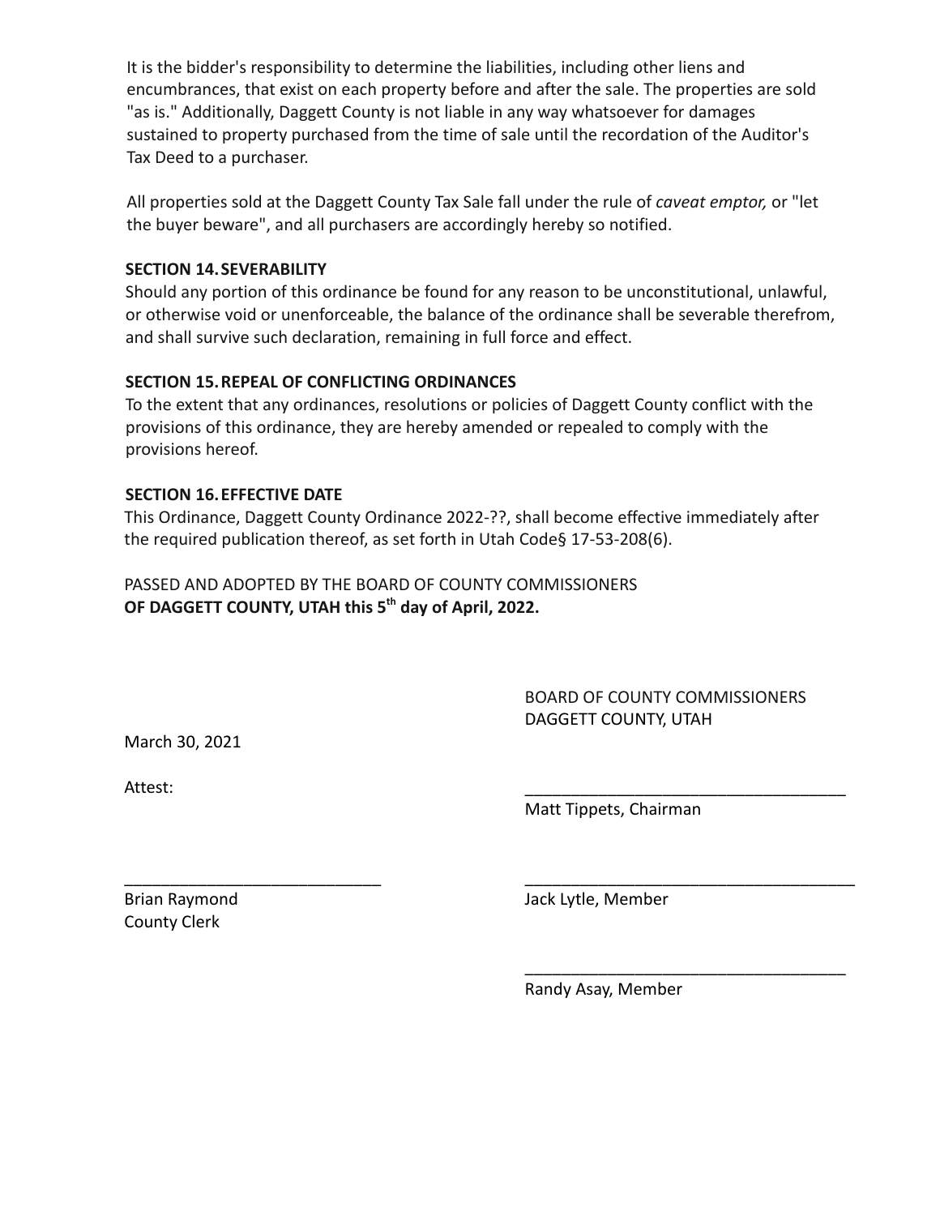It is the bidder's responsibility to determine the liabilities, including other liens and encumbrances, that exist on each property before and after the sale. The properties are sold "as is." Additionally, Daggett County is not liable in any way whatsoever for damages sustained to property purchased from the time of sale until the recordation of the Auditor's Tax Deed to a purchaser.

All properties sold at the Daggett County Tax Sale fall under the rule of *caveat emptor,* or "let the buyer beware", and all purchasers are accordingly hereby so notified.

**SECTION 14. SEVERABILITY**

Should any portion of this ordinance be found for any reason to be unconstitutional, unlawful, or otherwise void or unenforceable, the balance of the ordinance shall be severable therefrom, and shall survive such declaration, remaining in full force and effect.

**SECTION 15. REPEAL OF CONFLICTING ORDINANCES**

To the extent that any ordinances, resolutions or policies of Daggett County conflict with the provisions of this ordinance, they are hereby amended or repealed to comply with the provisions hereof.

**SECTION 16. EFFECTIVE DATE**

This Ordinance, Daggett County Ordinance 2022-??, shall become effective immediately after the required publication thereof, as set forth in Utah Code§ 17-53-208(6).

PASSED AND ADOPTED BY THE BOARD OF COUNTY COMMISSIONERS
**OF DAGGETT COUNTY, UTAH this 5th day of April, 2022.**

BOARD OF COUNTY COMMISSIONERS
DAGGETT COUNTY, UTAH

March 30, 2021

Attest:

___________________________________
Matt Tippets, Chairman

___________________________
Brian Raymond
County Clerk

___________________________________
Jack Lytle, Member

___________________________________
Randy Asay, Member